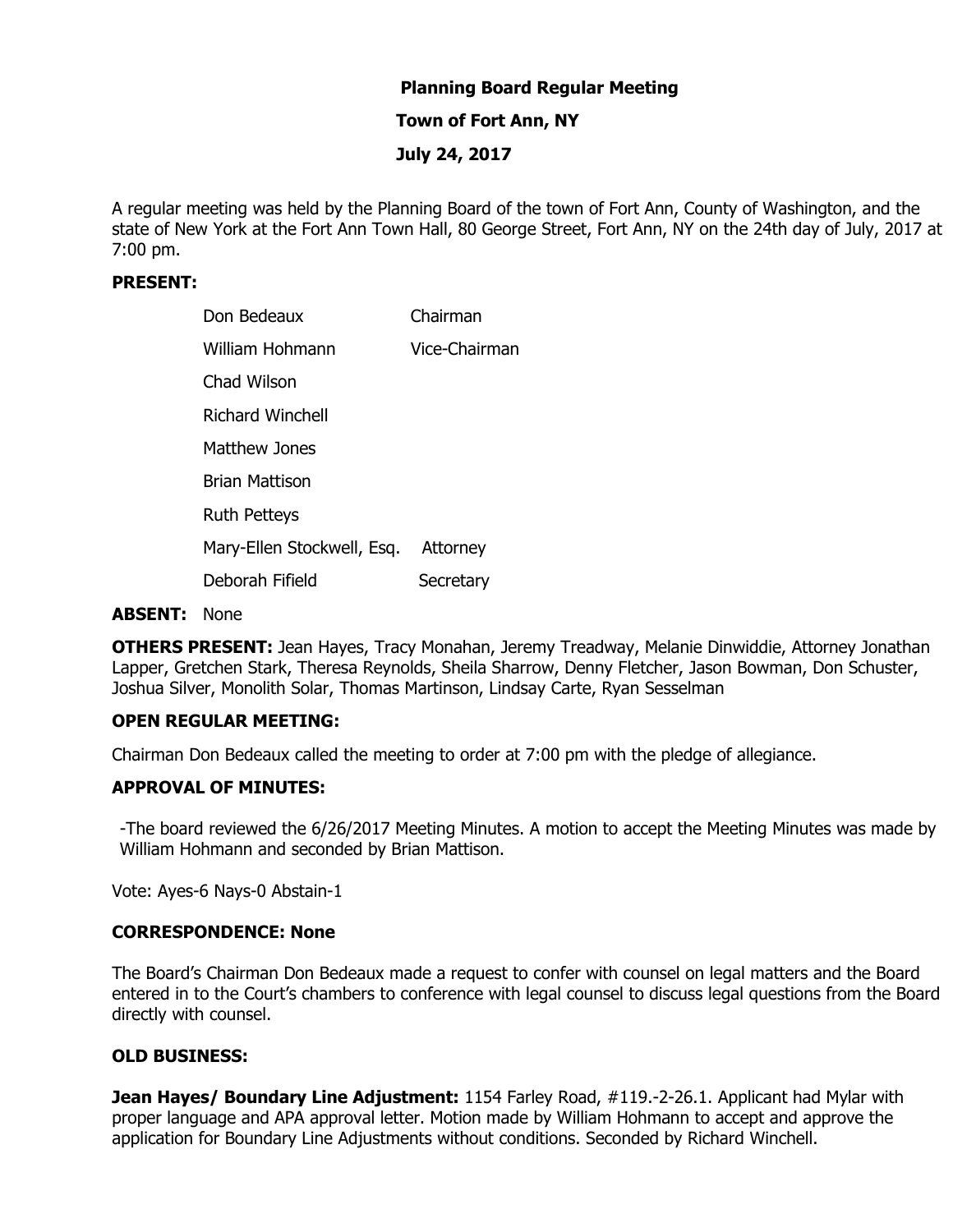# Planning Board Regular Meeting

## Town of Fort Ann, NY

## July 24, 2017

A regular meeting was held by the Planning Board of the town of Fort Ann, County of Washington, and the state of New York at the Fort Ann Town Hall, 80 George Street, Fort Ann, NY on the 24th day of July, 2017 at 7:00 pm.

**PRESENT:**

| | |
|---|---|
| Don Bedeaux | Chairman |
| William Hohmann | Vice-Chairman |
| Chad Wilson | |
| Richard Winchell | |
| Matthew Jones | |
| Brian Mattison | |
| Ruth Petteys | |
| Mary-Ellen Stockwell, Esq. | Attorney |
| Deborah Fifield | Secretary |

**ABSENT:** None

**OTHERS PRESENT:** Jean Hayes, Tracy Monahan, Jeremy Treadway, Melanie Dinwiddie, Attorney Jonathan Lapper, Gretchen Stark, Theresa Reynolds, Sheila Sharrow, Denny Fletcher, Jason Bowman, Don Schuster, Joshua Silver, Monolith Solar, Thomas Martinson, Lindsay Carte, Ryan Sesselman

**OPEN REGULAR MEETING:**

Chairman Don Bedeaux called the meeting to order at 7:00 pm with the pledge of allegiance.

**APPROVAL OF MINUTES:**

-The board reviewed the 6/26/2017 Meeting Minutes. A motion to accept the Meeting Minutes was made by William Hohmann and seconded by Brian Mattison.

Vote: Ayes-6 Nays-0 Abstain-1

**CORRESPONDENCE: None**

The Board's Chairman Don Bedeaux made a request to confer with counsel on legal matters and the Board entered in to the Court's chambers to conference with legal counsel to discuss legal questions from the Board directly with counsel.

**OLD BUSINESS:**

**Jean Hayes/ Boundary Line Adjustment:** 1154 Farley Road, #119.-2-26.1. Applicant had Mylar with proper language and APA approval letter. Motion made by William Hohmann to accept and approve the application for Boundary Line Adjustments without conditions. Seconded by Richard Winchell.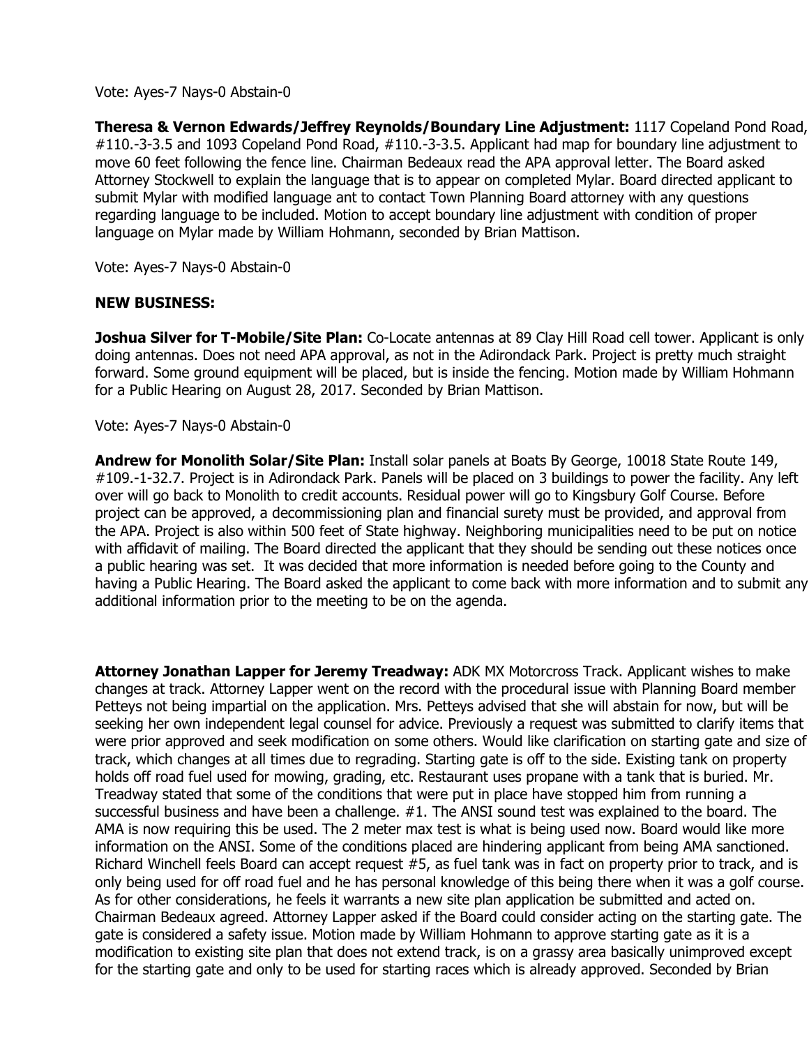Vote: Ayes-7 Nays-0 Abstain-0

**Theresa & Vernon Edwards/Jeffrey Reynolds/Boundary Line Adjustment:** 1117 Copeland Pond Road, #110.-3-3.5 and 1093 Copeland Pond Road, #110.-3-3.5. Applicant had map for boundary line adjustment to move 60 feet following the fence line. Chairman Bedeaux read the APA approval letter. The Board asked Attorney Stockwell to explain the language that is to appear on completed Mylar. Board directed applicant to submit Mylar with modified language ant to contact Town Planning Board attorney with any questions regarding language to be included. Motion to accept boundary line adjustment with condition of proper language on Mylar made by William Hohmann, seconded by Brian Mattison.

Vote: Ayes-7 Nays-0 Abstain-0

**NEW BUSINESS:**

**Joshua Silver for T-Mobile/Site Plan:** Co-Locate antennas at 89 Clay Hill Road cell tower. Applicant is only doing antennas. Does not need APA approval, as not in the Adirondack Park. Project is pretty much straight forward. Some ground equipment will be placed, but is inside the fencing. Motion made by William Hohmann for a Public Hearing on August 28, 2017. Seconded by Brian Mattison.

Vote: Ayes-7 Nays-0 Abstain-0

**Andrew for Monolith Solar/Site Plan:** Install solar panels at Boats By George, 10018 State Route 149, #109.-1-32.7. Project is in Adirondack Park. Panels will be placed on 3 buildings to power the facility. Any left over will go back to Monolith to credit accounts. Residual power will go to Kingsbury Golf Course. Before project can be approved, a decommissioning plan and financial surety must be provided, and approval from the APA. Project is also within 500 feet of State highway. Neighboring municipalities need to be put on notice with affidavit of mailing. The Board directed the applicant that they should be sending out these notices once a public hearing was set. It was decided that more information is needed before going to the County and having a Public Hearing. The Board asked the applicant to come back with more information and to submit any additional information prior to the meeting to be on the agenda.

**Attorney Jonathan Lapper for Jeremy Treadway:** ADK MX Motorcross Track. Applicant wishes to make changes at track. Attorney Lapper went on the record with the procedural issue with Planning Board member Petteys not being impartial on the application. Mrs. Petteys advised that she will abstain for now, but will be seeking her own independent legal counsel for advice. Previously a request was submitted to clarify items that were prior approved and seek modification on some others. Would like clarification on starting gate and size of track, which changes at all times due to regrading. Starting gate is off to the side. Existing tank on property holds off road fuel used for mowing, grading, etc. Restaurant uses propane with a tank that is buried. Mr. Treadway stated that some of the conditions that were put in place have stopped him from running a successful business and have been a challenge. #1. The ANSI sound test was explained to the board. The AMA is now requiring this be used. The 2 meter max test is what is being used now. Board would like more information on the ANSI. Some of the conditions placed are hindering applicant from being AMA sanctioned. Richard Winchell feels Board can accept request #5, as fuel tank was in fact on property prior to track, and is only being used for off road fuel and he has personal knowledge of this being there when it was a golf course. As for other considerations, he feels it warrants a new site plan application be submitted and acted on. Chairman Bedeaux agreed. Attorney Lapper asked if the Board could consider acting on the starting gate. The gate is considered a safety issue. Motion made by William Hohmann to approve starting gate as it is a modification to existing site plan that does not extend track, is on a grassy area basically unimproved except for the starting gate and only to be used for starting races which is already approved. Seconded by Brian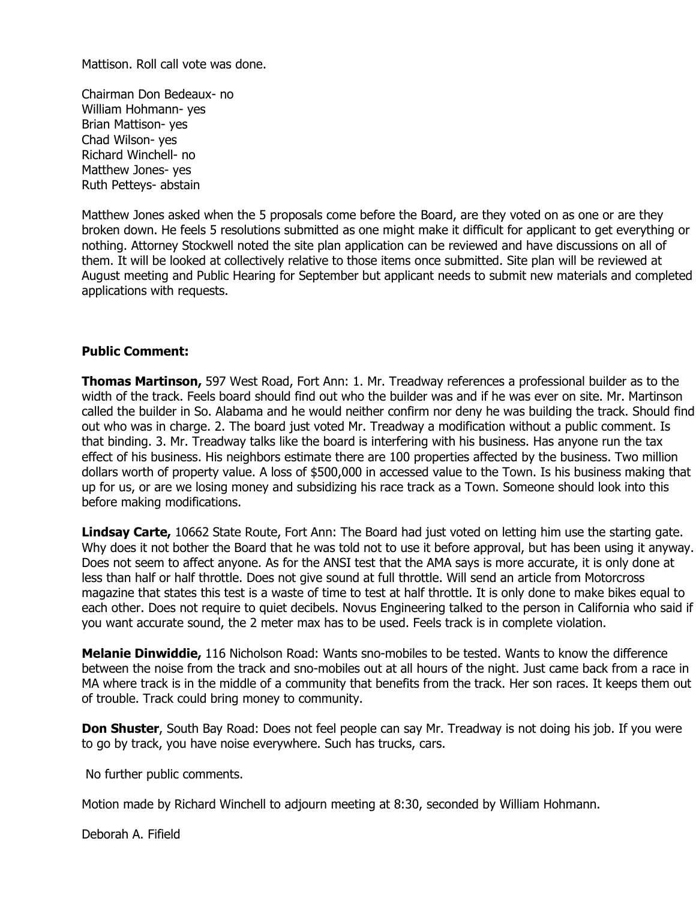Mattison. Roll call vote was done.

Chairman Don Bedeaux- no
William Hohmann- yes
Brian Mattison- yes
Chad Wilson- yes
Richard Winchell- no
Matthew Jones- yes
Ruth Petteys- abstain

Matthew Jones asked when the 5 proposals come before the Board, are they voted on as one or are they broken down. He feels 5 resolutions submitted as one might make it difficult for applicant to get everything or nothing. Attorney Stockwell noted the site plan application can be reviewed and have discussions on all of them. It will be looked at collectively relative to those items once submitted. Site plan will be reviewed at August meeting and Public Hearing for September but applicant needs to submit new materials and completed applications with requests.

**Public Comment:**

**Thomas Martinson,** 597 West Road, Fort Ann: 1. Mr. Treadway references a professional builder as to the width of the track. Feels board should find out who the builder was and if he was ever on site. Mr. Martinson called the builder in So. Alabama and he would neither confirm nor deny he was building the track. Should find out who was in charge. 2. The board just voted Mr. Treadway a modification without a public comment. Is that binding. 3. Mr. Treadway talks like the board is interfering with his business. Has anyone run the tax effect of his business. His neighbors estimate there are 100 properties affected by the business. Two million dollars worth of property value. A loss of $500,000 in accessed value to the Town. Is his business making that up for us, or are we losing money and subsidizing his race track as a Town. Someone should look into this before making modifications.

**Lindsay Carte,** 10662 State Route, Fort Ann: The Board had just voted on letting him use the starting gate. Why does it not bother the Board that he was told not to use it before approval, but has been using it anyway. Does not seem to affect anyone. As for the ANSI test that the AMA says is more accurate, it is only done at less than half or half throttle. Does not give sound at full throttle. Will send an article from Motorcross magazine that states this test is a waste of time to test at half throttle. It is only done to make bikes equal to each other. Does not require to quiet decibels. Novus Engineering talked to the person in California who said if you want accurate sound, the 2 meter max has to be used. Feels track is in complete violation.

**Melanie Dinwiddie,** 116 Nicholson Road: Wants sno-mobiles to be tested. Wants to know the difference between the noise from the track and sno-mobiles out at all hours of the night. Just came back from a race in MA where track is in the middle of a community that benefits from the track. Her son races. It keeps them out of trouble. Track could bring money to community.

**Don Shuster**, South Bay Road: Does not feel people can say Mr. Treadway is not doing his job. If you were to go by track, you have noise everywhere. Such has trucks, cars.

No further public comments.

Motion made by Richard Winchell to adjourn meeting at 8:30, seconded by William Hohmann.

Deborah A. Fifield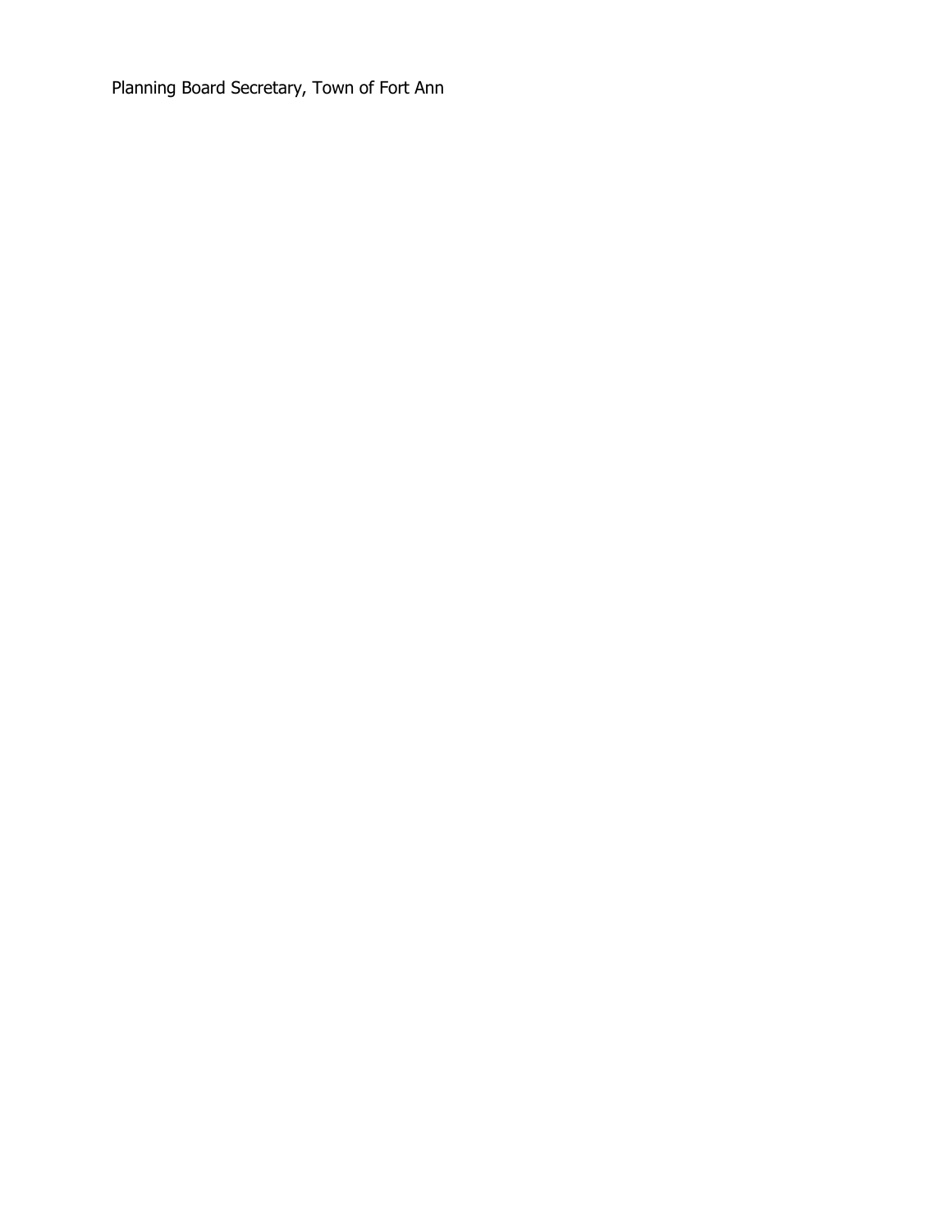Planning Board Secretary, Town of Fort Ann